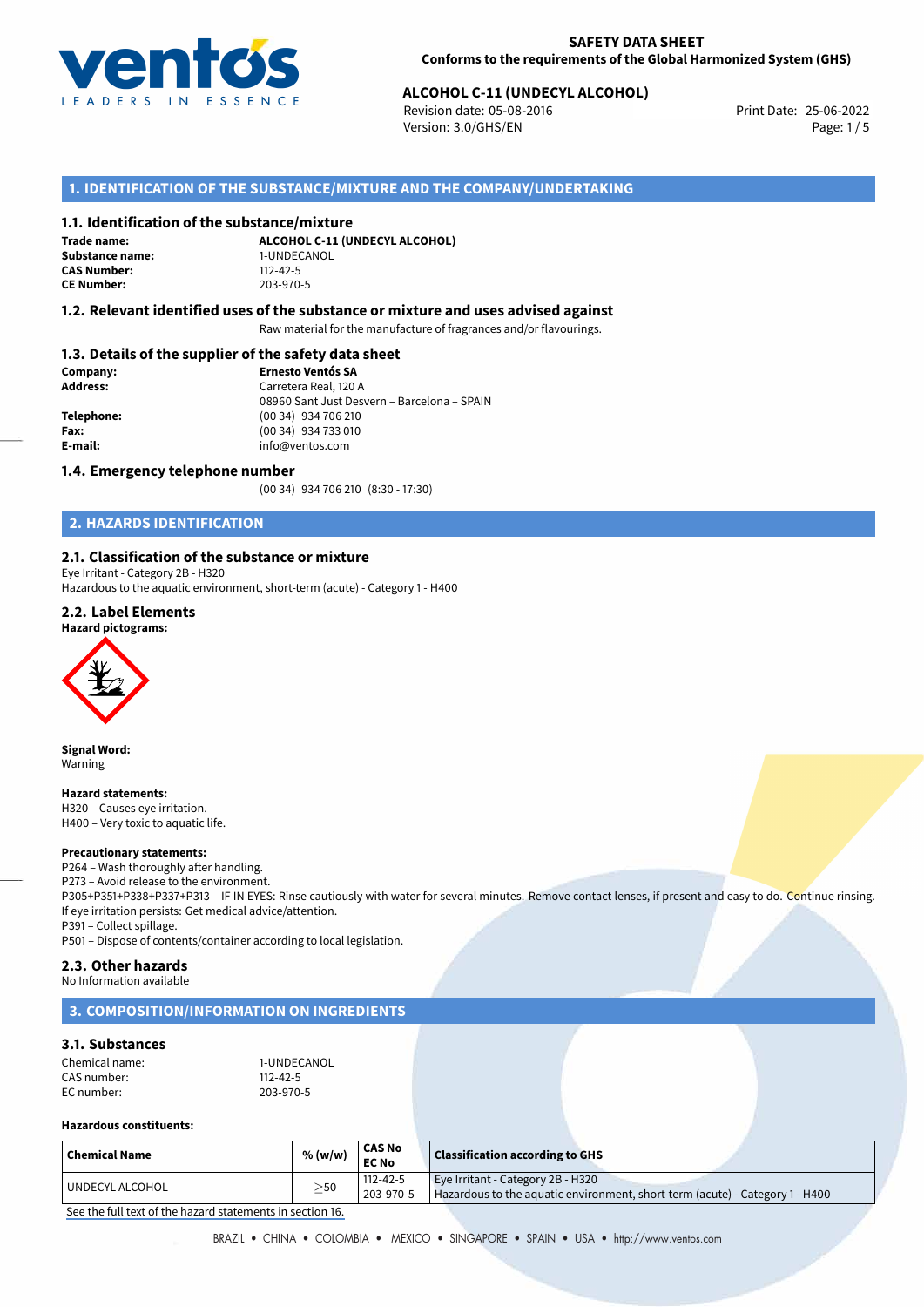# SAFETY DATA SHEET
**Conforms to the requirements of the Global Harmonized System (GHS)**

**ALCOHOL C-11 (UNDECYL ALCOHOL)**
Revision date: 05-08-2016
Version: 3.0/GHS/EN
Print Date: 25-06-2022

## 1. IDENTIFICATION OF THE SUBSTANCE/MIXTURE AND THE COMPANY/UNDERTAKING

### 1.1. Identification of the substance/mixture

**Trade name:** **ALCOHOL C-11 (UNDECYL ALCOHOL)**
**Substance name:** 1-UNDECANOL
**CAS Number:** 112-42-5
**CE Number:** 203-970-5

### 1.2. Relevant identified uses of the substance or mixture and uses advised against

Raw material for the manufacture of fragrances and/or flavourings.

### 1.3. Details of the supplier of the safety data sheet

**Company:** **Ernesto Ventós SA**
**Address:** Carretera Real, 120 A
08960 Sant Just Desvern – Barcelona – SPAIN
**Telephone:** (00 34) 934 706 210
**Fax:** (00 34) 934 733 010
**E-mail:** info@ventos.com

### 1.4. Emergency telephone number

(00 34) 934 706 210 (8:30 - 17:30)

## 2. HAZARDS IDENTIFICATION

### 2.1. Classification of the substance or mixture

Eye Irritant - Category 2B - H320
Hazardous to the aquatic environment, short-term (acute) - Category 1 - H400

### 2.2. Label Elements

**Hazard pictograms:**

**Signal Word:**
Warning

**Hazard statements:**
H320 – Causes eye irritation.
H400 – Very toxic to aquatic life.

**Precautionary statements:**
P264 – Wash thoroughly after handling.
P273 – Avoid release to the environment.
P305+P351+P338+P337+P313 – IF IN EYES: Rinse cautiously with water for several minutes. Remove contact lenses, if present and easy to do. Continue rinsing. If eye irritation persists: Get medical advice/attention.
P391 – Collect spillage.
P501 – Dispose of contents/container according to local legislation.

### 2.3. Other hazards

No Information available

## 3. COMPOSITION/INFORMATION ON INGREDIENTS

### 3.1. Substances

Chemical name: 1-UNDECANOL
CAS number: 112-42-5
EC number: 203-970-5

**Hazardous constituents:**

| Chemical Name | % (w/w) | CAS No<br>EC No | Classification according to GHS |
|---|---|---|---|
| UNDECYL ALCOHOL | $\geq$50 | 112-42-5<br>203-970-5 | Eye Irritant - Category 2B - H320<br>Hazardous to the aquatic environment, short-term (acute) - Category 1 - H400 |

See the full text of the hazard statements in section 16.

BRAZIL • CHINA • COLOMBIA • MEXICO • SINGAPORE • SPAIN • USA • http://www.ventos.com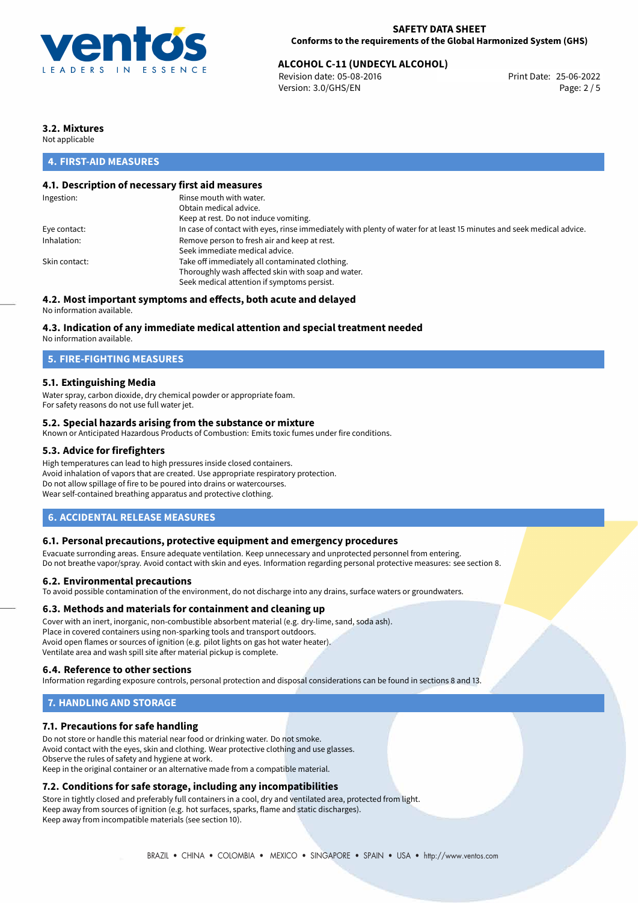### 3.2. Mixtures

Not applicable

## 4. FIRST-AID MEASURES

### 4.1. Description of necessary first aid measures

| | |
|---|---|
| Ingestion: | Rinse mouth with water.<br>Obtain medical advice.<br>Keep at rest. Do not induce vomiting. |
| Eye contact: | In case of contact with eyes, rinse immediately with plenty of water for at least 15 minutes and seek medical advice. |
| Inhalation: | Remove person to fresh air and keep at rest.<br>Seek immediate medical advice. |
| Skin contact: | Take off immediately all contaminated clothing.<br>Thoroughly wash affected skin with soap and water.<br>Seek medical attention if symptoms persist. |

### 4.2. Most important symptoms and effects, both acute and delayed

No information available.

### 4.3. Indication of any immediate medical attention and special treatment needed

No information available.

## 5. FIRE-FIGHTING MEASURES

### 5.1. Extinguishing Media

Water spray, carbon dioxide, dry chemical powder or appropriate foam.
For safety reasons do not use full water jet.

### 5.2. Special hazards arising from the substance or mixture

Known or Anticipated Hazardous Products of Combustion: Emits toxic fumes under fire conditions.

### 5.3. Advice for firefighters

High temperatures can lead to high pressures inside closed containers.
Avoid inhalation of vapors that are created. Use appropriate respiratory protection.
Do not allow spillage of fire to be poured into drains or watercourses.
Wear self-contained breathing apparatus and protective clothing.

## 6. ACCIDENTAL RELEASE MEASURES

### 6.1. Personal precautions, protective equipment and emergency procedures

Evacuate surronding areas. Ensure adequate ventilation. Keep unnecessary and unprotected personnel from entering.
Do not breathe vapor/spray. Avoid contact with skin and eyes. Information regarding personal protective measures: see section 8.

### 6.2. Environmental precautions

To avoid possible contamination of the environment, do not discharge into any drains, surface waters or groundwaters.

### 6.3. Methods and materials for containment and cleaning up

Cover with an inert, inorganic, non-combustible absorbent material (e.g. dry-lime, sand, soda ash).
Place in covered containers using non-sparking tools and transport outdoors.
Avoid open flames or sources of ignition (e.g. pilot lights on gas hot water heater).
Ventilate area and wash spill site after material pickup is complete.

### 6.4. Reference to other sections

Information regarding exposure controls, personal protection and disposal considerations can be found in sections 8 and 13.

## 7. HANDLING AND STORAGE

### 7.1. Precautions for safe handling

Do not store or handle this material near food or drinking water. Do not smoke.
Avoid contact with the eyes, skin and clothing. Wear protective clothing and use glasses.
Observe the rules of safety and hygiene at work.
Keep in the original container or an alternative made from a compatible material.

### 7.2. Conditions for safe storage, including any incompatibilities

Store in tightly closed and preferably full containers in a cool, dry and ventilated area, protected from light.
Keep away from sources of ignition (e.g. hot surfaces, sparks, flame and static discharges).
Keep away from incompatible materials (see section 10).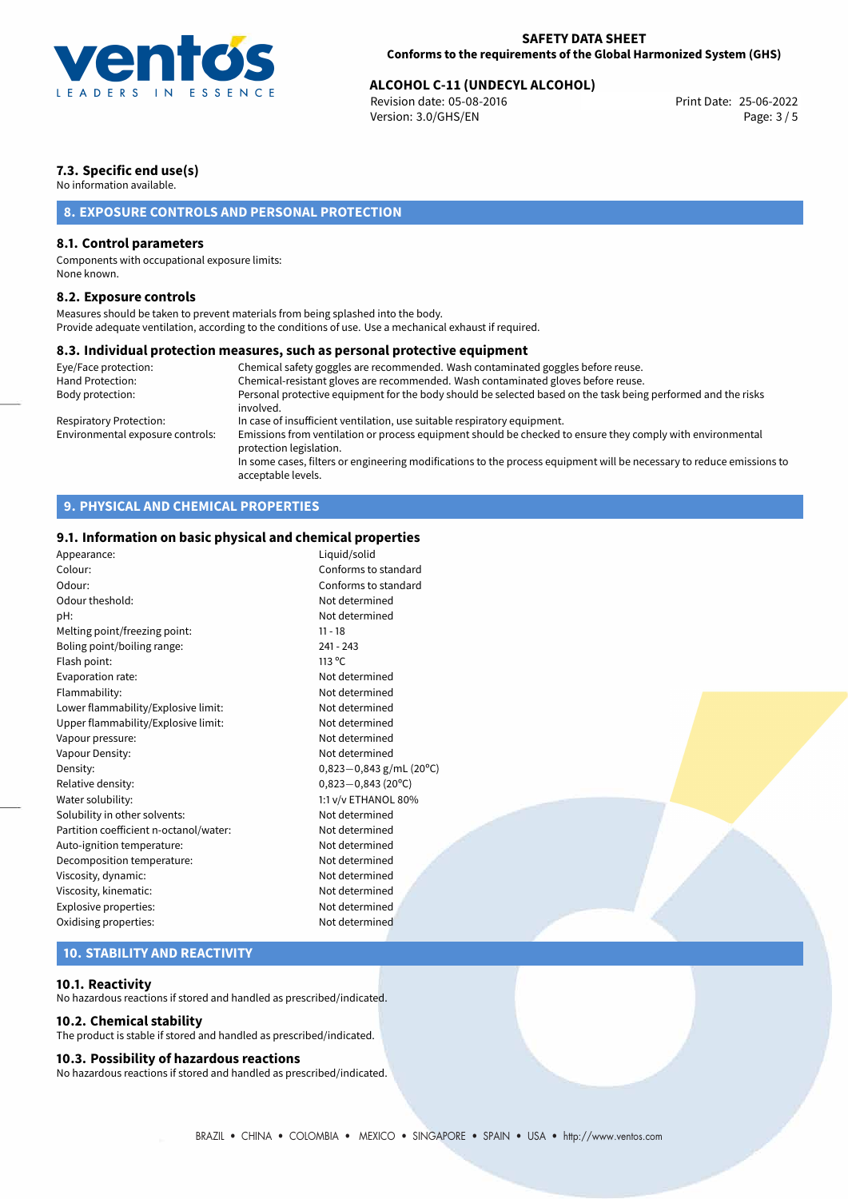### 7.3. Specific end use(s)

No information available.

## 8. EXPOSURE CONTROLS AND PERSONAL PROTECTION

### 8.1. Control parameters

Components with occupational exposure limits:
None known.

### 8.2. Exposure controls

Measures should be taken to prevent materials from being splashed into the body.
Provide adequate ventilation, according to the conditions of use. Use a mechanical exhaust if required.

### 8.3. Individual protection measures, such as personal protective equipment

| | |
|---|---|
| Eye/Face protection: | Chemical safety goggles are recommended. Wash contaminated goggles before reuse. |
| Hand Protection: | Chemical-resistant gloves are recommended. Wash contaminated gloves before reuse. |
| Body protection: | Personal protective equipment for the body should be selected based on the task being performed and the risks involved. |
| Respiratory Protection: | In case of insufficient ventilation, use suitable respiratory equipment. |
| Environmental exposure controls: | Emissions from ventilation or process equipment should be checked to ensure they comply with environmental protection legislation. In some cases, filters or engineering modifications to the process equipment will be necessary to reduce emissions to acceptable levels. |

## 9. PHYSICAL AND CHEMICAL PROPERTIES

### 9.1. Information on basic physical and chemical properties

| | |
|---|---|
| Appearance: | Liquid/solid |
| Colour: | Conforms to standard |
| Odour: | Conforms to standard |
| Odour theshold: | Not determined |
| pH: | Not determined |
| Melting point/freezing point: | 11 - 18 |
| Boling point/boiling range: | 241 - 243 |
| Flash point: | 113 °C |
| Evaporation rate: | Not determined |
| Flammability: | Not determined |
| Lower flammability/Explosive limit: | Not determined |
| Upper flammability/Explosive limit: | Not determined |
| Vapour pressure: | Not determined |
| Vapour Density: | Not determined |
| Density: | 0,823—0,843 g/mL (20°C) |
| Relative density: | 0,823—0,843 (20°C) |
| Water solubility: | 1:1 v/v ETHANOL 80% |
| Solubility in other solvents: | Not determined |
| Partition coefficient n-octanol/water: | Not determined |
| Auto-ignition temperature: | Not determined |
| Decomposition temperature: | Not determined |
| Viscosity, dynamic: | Not determined |
| Viscosity, kinematic: | Not determined |
| Explosive properties: | Not determined |
| Oxidising properties: | Not determined |

## 10. STABILITY AND REACTIVITY

### 10.1. Reactivity

No hazardous reactions if stored and handled as prescribed/indicated.

### 10.2. Chemical stability

The product is stable if stored and handled as prescribed/indicated.

### 10.3. Possibility of hazardous reactions

No hazardous reactions if stored and handled as prescribed/indicated.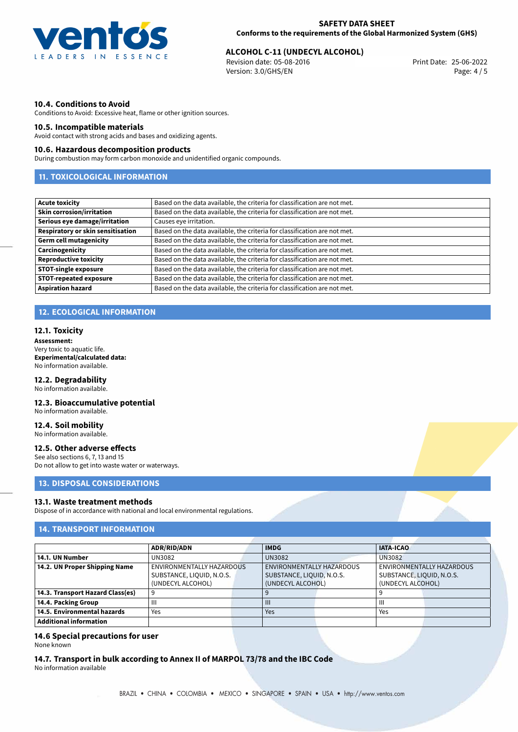### 10.4. Conditions to Avoid

Conditions to Avoid: Excessive heat, flame or other ignition sources.

### 10.5. Incompatible materials

Avoid contact with strong acids and bases and oxidizing agents.

### 10.6. Hazardous decomposition products

During combustion may form carbon monoxide and unidentified organic compounds.

## 11. TOXICOLOGICAL INFORMATION

| | |
|---|---|
| **Acute toxicity** | Based on the data available, the criteria for classification are not met. |
| **Skin corrosion/irritation** | Based on the data available, the criteria for classification are not met. |
| **Serious eye damage/irritation** | Causes eye irritation. |
| **Respiratory or skin sensitisation** | Based on the data available, the criteria for classification are not met. |
| **Germ cell mutagenicity** | Based on the data available, the criteria for classification are not met. |
| **Carcinogenicity** | Based on the data available, the criteria for classification are not met. |
| **Reproductive toxicity** | Based on the data available, the criteria for classification are not met. |
| **STOT-single exposure** | Based on the data available, the criteria for classification are not met. |
| **STOT-repeated exposure** | Based on the data available, the criteria for classification are not met. |
| **Aspiration hazard** | Based on the data available, the criteria for classification are not met. |

## 12. ECOLOGICAL INFORMATION

### 12.1. Toxicity

**Assessment:**
Very toxic to aquatic life.
**Experimental/calculated data:**
No information available.

### 12.2. Degradability

No information available.

### 12.3. Bioaccumulative potential

No information available.

### 12.4. Soil mobility

No information available.

### 12.5. Other adverse effects

See also sections 6, 7, 13 and 15
Do not allow to get into waste water or waterways.

## 13. DISPOSAL CONSIDERATIONS

### 13.1. Waste treatment methods

Dispose of in accordance with national and local environmental regulations.

## 14. TRANSPORT INFORMATION

| | ADR/RID/ADN | IMDG | IATA-ICAO |
|---|---|---|---|
| **14.1. UN Number** | UN3082 | UN3082 | UN3082 |
| **14.2. UN Proper Shipping Name** | ENVIRONMENTALLY HAZARDOUS SUBSTANCE, LIQUID, N.O.S. (UNDECYL ALCOHOL) | ENVIRONMENTALLY HAZARDOUS SUBSTANCE, LIQUID, N.O.S. (UNDECYL ALCOHOL) | ENVIRONMENTALLY HAZARDOUS SUBSTANCE, LIQUID, N.O.S. (UNDECYL ALCOHOL) |
| **14.3. Transport Hazard Class(es)** | 9 | 9 | 9 |
| **14.4. Packing Group** | III | III | III |
| **14.5. Environmental hazards** | Yes | Yes | Yes |
| **Additional information** | | | |

### 14.6 Special precautions for user

None known

### 14.7. Transport in bulk according to Annex II of MARPOL 73/78 and the IBC Code

No information available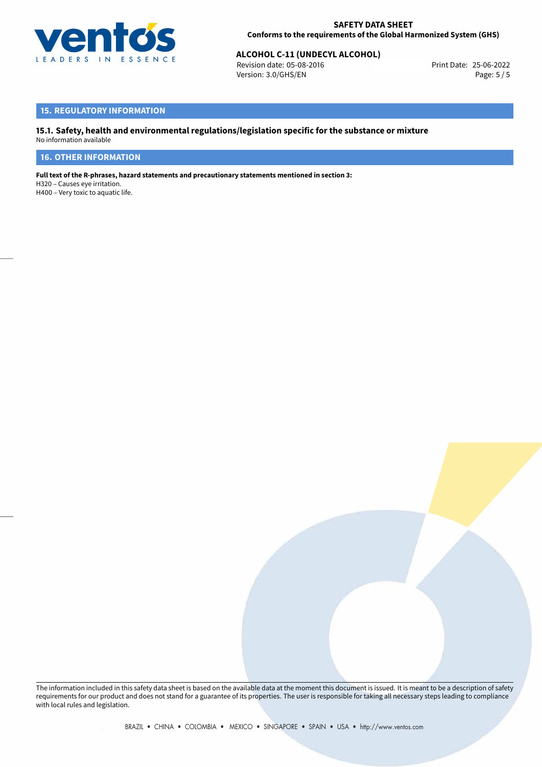## 15. REGULATORY INFORMATION

### 15.1. Safety, health and environmental regulations/legislation specific for the substance or mixture

No information available

## 16. OTHER INFORMATION

**Full text of the R-phrases, hazard statements and precautionary statements mentioned in section 3:**

H320 – Causes eye irritation.
H400 – Very toxic to aquatic life.

The information included in this safety data sheet is based on the available data at the moment this document is issued. It is meant to be a description of safety requirements for our product and does not stand for a guarantee of its properties. The user is responsible for taking all necessary steps leading to compliance with local rules and legislation.